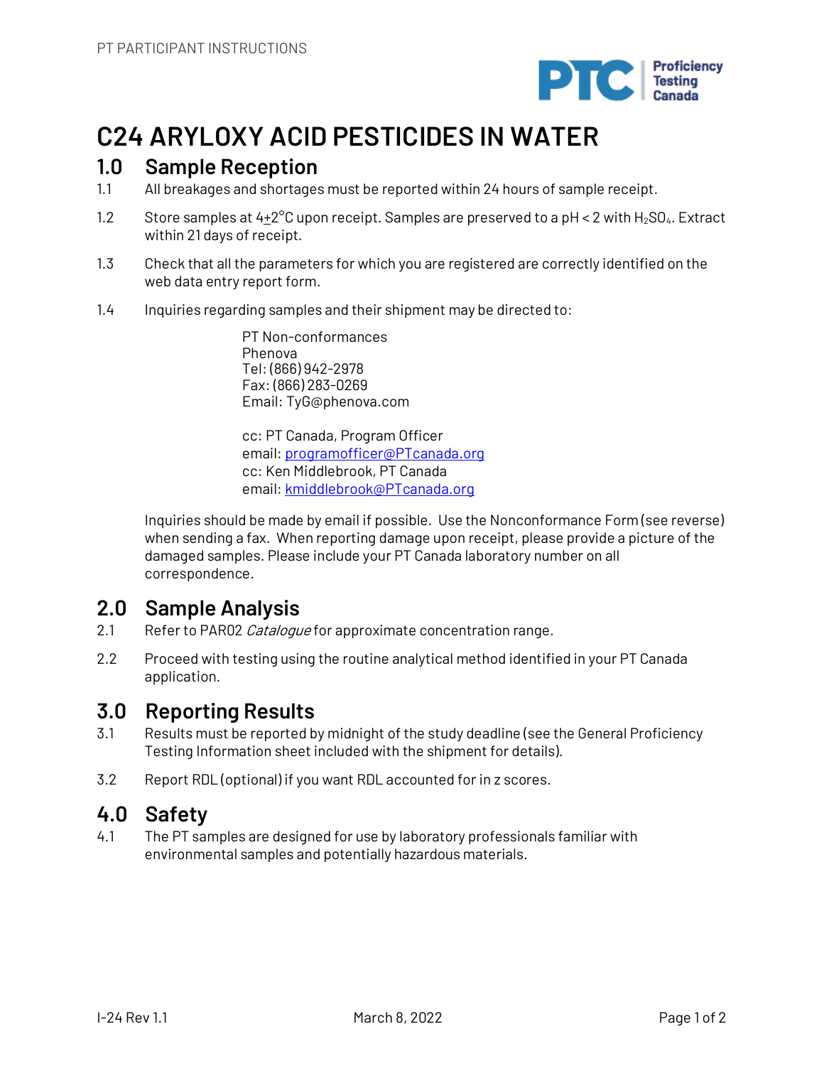# C24 ARYLOXY ACID PESTICIDES IN WATER

## 1.0 Sample Reception

1.1 All breakages and shortages must be reported within 24 hours of sample receipt.

1.2 Store samples at 4±2°C upon receipt. Samples are preserved to a pH < 2 with $H_2SO_4$. Extract within 21 days of receipt.

1.3 Check that all the parameters for which you are registered are correctly identified on the web data entry report form.

1.4 Inquiries regarding samples and their shipment may be directed to:

PT Non-conformances
Phenova
Tel: (866) 942-2978
Fax: (866) 283-0269
Email: TyG@phenova.com

cc: PT Canada, Program Officer
email: programofficer@PTcanada.org
cc: Ken Middlebrook, PT Canada
email: kmiddlebrook@PTcanada.org

Inquiries should be made by email if possible. Use the Nonconformance Form (see reverse) when sending a fax. When reporting damage upon receipt, please provide a picture of the damaged samples. Please include your PT Canada laboratory number on all correspondence.

## 2.0 Sample Analysis

2.1 Refer to PAR02 *Catalogue* for approximate concentration range.

2.2 Proceed with testing using the routine analytical method identified in your PT Canada application.

## 3.0 Reporting Results

3.1 Results must be reported by midnight of the study deadline (see the General Proficiency Testing Information sheet included with the shipment for details).

3.2 Report RDL (optional) if you want RDL accounted for in z scores.

## 4.0 Safety

4.1 The PT samples are designed for use by laboratory professionals familiar with environmental samples and potentially hazardous materials.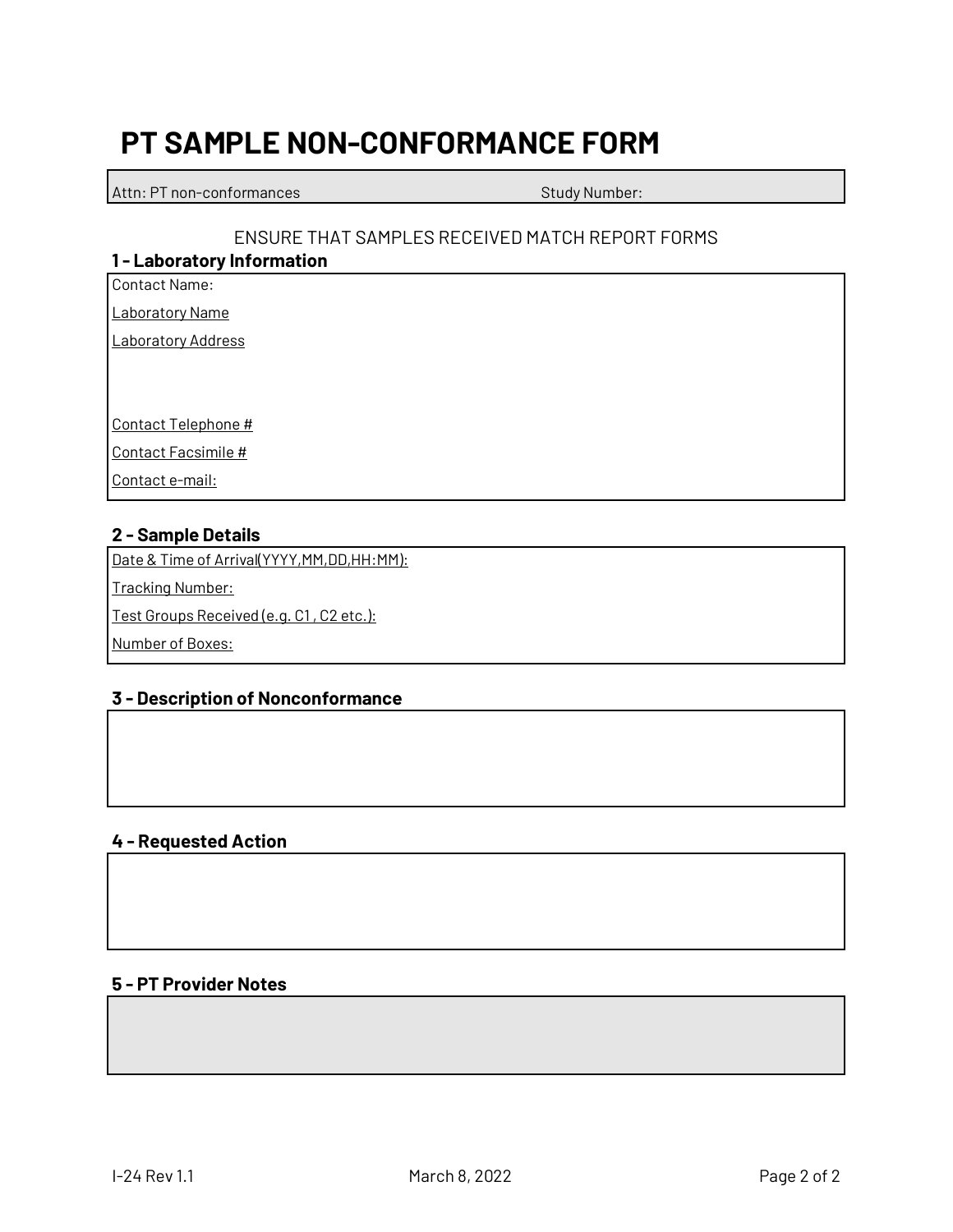# PT SAMPLE NON-CONFORMANCE FORM

| | |
|---|---|
| Attn: PT non-conformances | Study Number: |

ENSURE THAT SAMPLES RECEIVED MATCH REPORT FORMS

### 1 - Laboratory Information

Contact Name:

Laboratory Name

Laboratory Address

Contact Telephone #

Contact Facsimile #

Contact e-mail:

### 2 - Sample Details

Date & Time of Arrival(YYYY,MM,DD,HH:MM):

Tracking Number:

Test Groups Received (e.g. C1 , C2 etc.):

Number of Boxes:

### 3 - Description of Nonconformance

### 4 - Requested Action

### 5 - PT Provider Notes

I-24 Rev 1.1 March 8, 2022